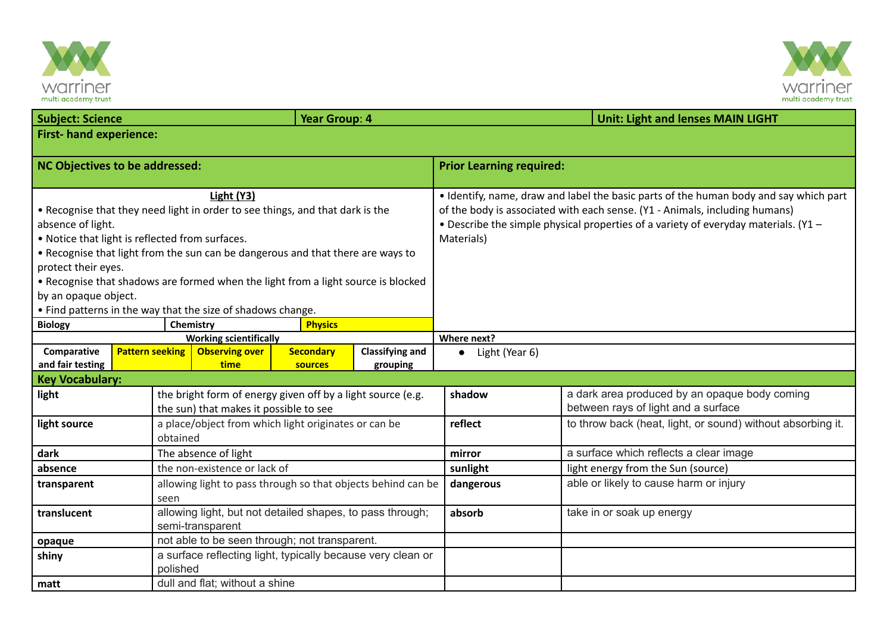| Subject: Science | Year Group: 4 | Unit: Light and lenses MAIN LIGHT |
|---|---|---|

**First- hand experience:**

| NC Objectives to be addressed: | Prior Learning required: |
|---|---|
| **Light (Y3)**<br>• Recognise that they need light in order to see things, and that dark is the absence of light.<br>• Notice that light is reflected from surfaces.<br>• Recognise that light from the sun can be dangerous and that there are ways to protect their eyes.<br>• Recognise that shadows are formed when the light from a light source is blocked by an opaque object.<br>• Find patterns in the way that the size of shadows change. | • Identify, name, draw and label the basic parts of the human body and say which part of the body is associated with each sense. (Y1 - Animals, including humans)<br>• Describe the simple physical properties of a variety of everyday materials. (Y1 – Materials) |

| Biology | Chemistry | Physics |
|---|---|---|

**Working scientifically**

| Comparative and fair testing | Pattern seeking | Observing over time | Secondary sources | Classifying and grouping |
|---|---|---|---|---|

**Where next?**

- Light (Year 6)

**Key Vocabulary:**

| Word | Definition | Word | Definition |
|---|---|---|---|
| **light** | the bright form of energy given off by a light source (e.g. the sun) that makes it possible to see | **shadow** | a dark area produced by an opaque body coming between rays of light and a surface |
| **light source** | a place/object from which light originates or can be obtained | **reflect** | to throw back (heat, light, or sound) without absorbing it. |
| **dark** | The absence of light | **mirror** | a surface which reflects a clear image |
| **absence** | the non-existence or lack of | **sunlight** | light energy from the Sun (source) |
| **transparent** | allowing light to pass through so that objects behind can be seen | **dangerous** | able or likely to cause harm or injury |
| **translucent** | allowing light, but not detailed shapes, to pass through; semi-transparent | **absorb** | take in or soak up energy |
| **opaque** | not able to be seen through; not transparent. | | |
| **shiny** | a surface reflecting light, typically because very clean or polished | | |
| **matt** | dull and flat; without a shine | | |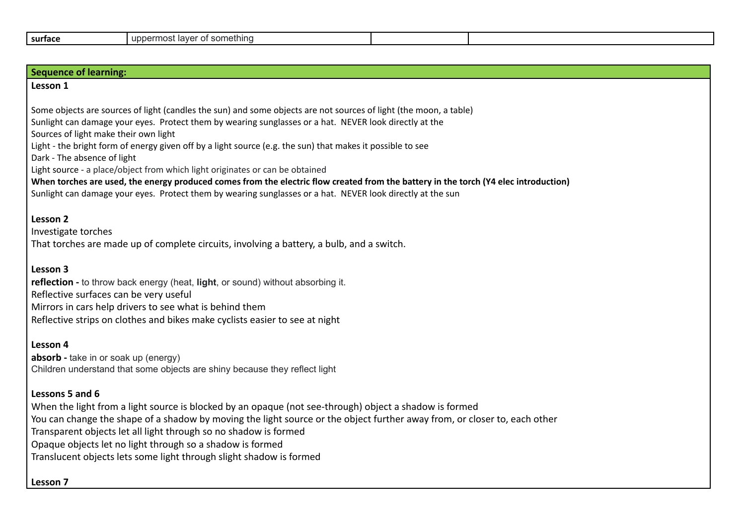| surface | uppermost layer of something | | |
| --- | --- | --- | --- |

**Sequence of learning:**

**Lesson 1**

Some objects are sources of light (candles the sun) and some objects are not sources of light (the moon, a table)
Sunlight can damage your eyes. Protect them by wearing sunglasses or a hat. NEVER look directly at the
Sources of light make their own light
Light - the bright form of energy given off by a light source (e.g. the sun) that makes it possible to see
Dark - The absence of light
Light source - a place/object from which light originates or can be obtained
**When torches are used, the energy produced comes from the electric flow created from the battery in the torch (Y4 elec introduction)**
Sunlight can damage your eyes. Protect them by wearing sunglasses or a hat. NEVER look directly at the sun

**Lesson 2**

Investigate torches
That torches are made up of complete circuits, involving a battery, a bulb, and a switch.

**Lesson 3**

**reflection -** to throw back energy (heat, **light**, or sound) without absorbing it.
Reflective surfaces can be very useful
Mirrors in cars help drivers to see what is behind them
Reflective strips on clothes and bikes make cyclists easier to see at night

**Lesson 4**

**absorb -** take in or soak up (energy)
Children understand that some objects are shiny because they reflect light

**Lessons 5 and 6**

When the light from a light source is blocked by an opaque (not see-through) object a shadow is formed
You can change the shape of a shadow by moving the light source or the object further away from, or closer to, each other
Transparent objects let all light through so no shadow is formed
Opaque objects let no light through so a shadow is formed
Translucent objects lets some light through slight shadow is formed

**Lesson 7**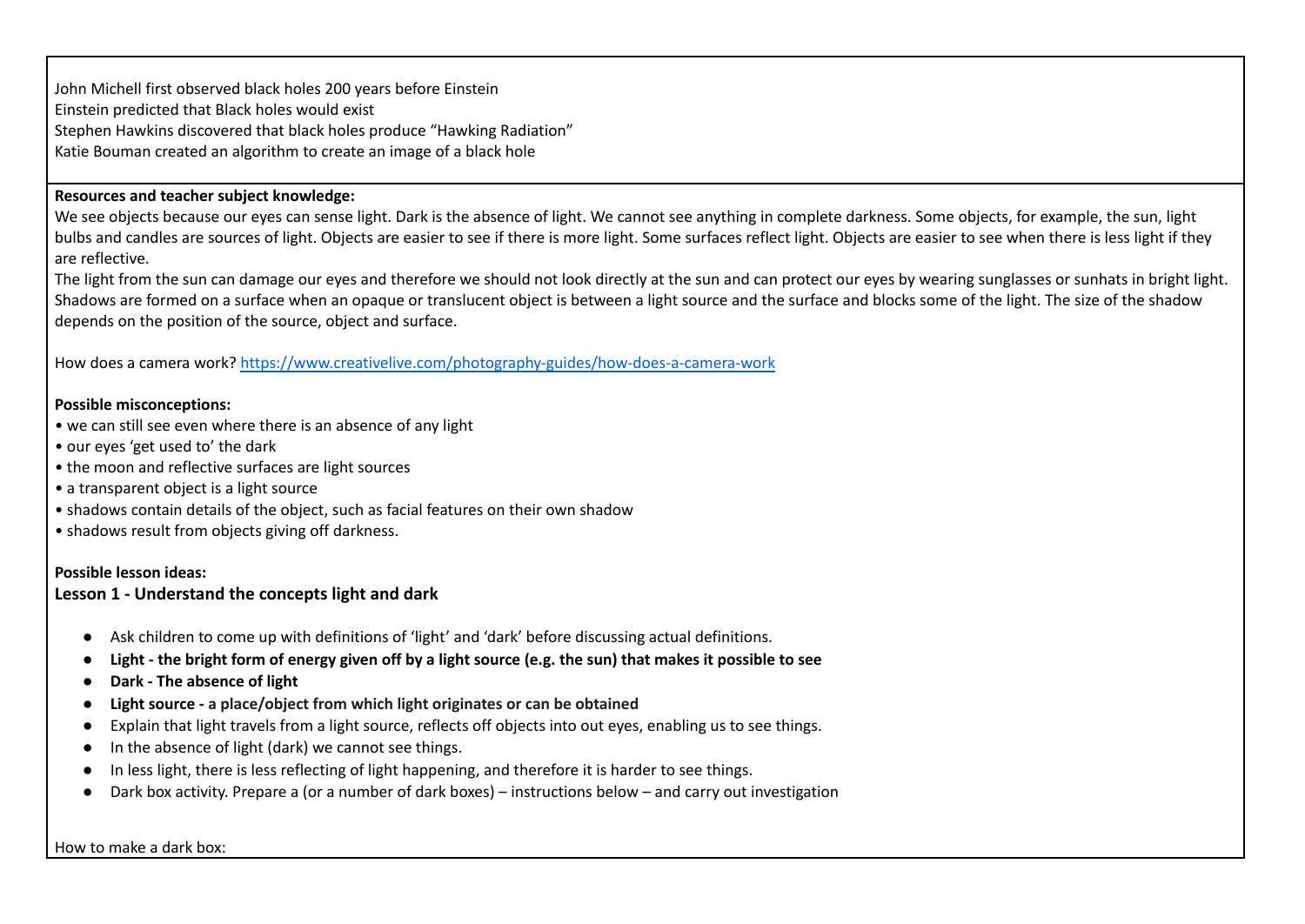John Michell first observed black holes 200 years before Einstein
Einstein predicted that Black holes would exist
Stephen Hawkins discovered that black holes produce "Hawking Radiation"
Katie Bouman created an algorithm to create an image of a black hole

**Resources and teacher subject knowledge:**

We see objects because our eyes can sense light. Dark is the absence of light. We cannot see anything in complete darkness. Some objects, for example, the sun, light bulbs and candles are sources of light. Objects are easier to see if there is more light. Some surfaces reflect light. Objects are easier to see when there is less light if they are reflective.

The light from the sun can damage our eyes and therefore we should not look directly at the sun and can protect our eyes by wearing sunglasses or sunhats in bright light. Shadows are formed on a surface when an opaque or translucent object is between a light source and the surface and blocks some of the light. The size of the shadow depends on the position of the source, object and surface.

How does a camera work? [https://www.creativelive.com/photography-guides/how-does-a-camera-work](https://www.creativelive.com/photography-guides/how-does-a-camera-work)

**Possible misconceptions:**

- we can still see even where there is an absence of any light
- our eyes 'get used to' the dark
- the moon and reflective surfaces are light sources
- a transparent object is a light source
- shadows contain details of the object, such as facial features on their own shadow
- shadows result from objects giving off darkness.

**Possible lesson ideas:**

**Lesson 1 - Understand the concepts light and dark**

- Ask children to come up with definitions of 'light' and 'dark' before discussing actual definitions.
- **Light - the bright form of energy given off by a light source (e.g. the sun) that makes it possible to see**
- **Dark - The absence of light**
- **Light source - a place/object from which light originates or can be obtained**
- Explain that light travels from a light source, reflects off objects into out eyes, enabling us to see things.
- In the absence of light (dark) we cannot see things.
- In less light, there is less reflecting of light happening, and therefore it is harder to see things.
- Dark box activity. Prepare a (or a number of dark boxes) – instructions below – and carry out investigation

How to make a dark box: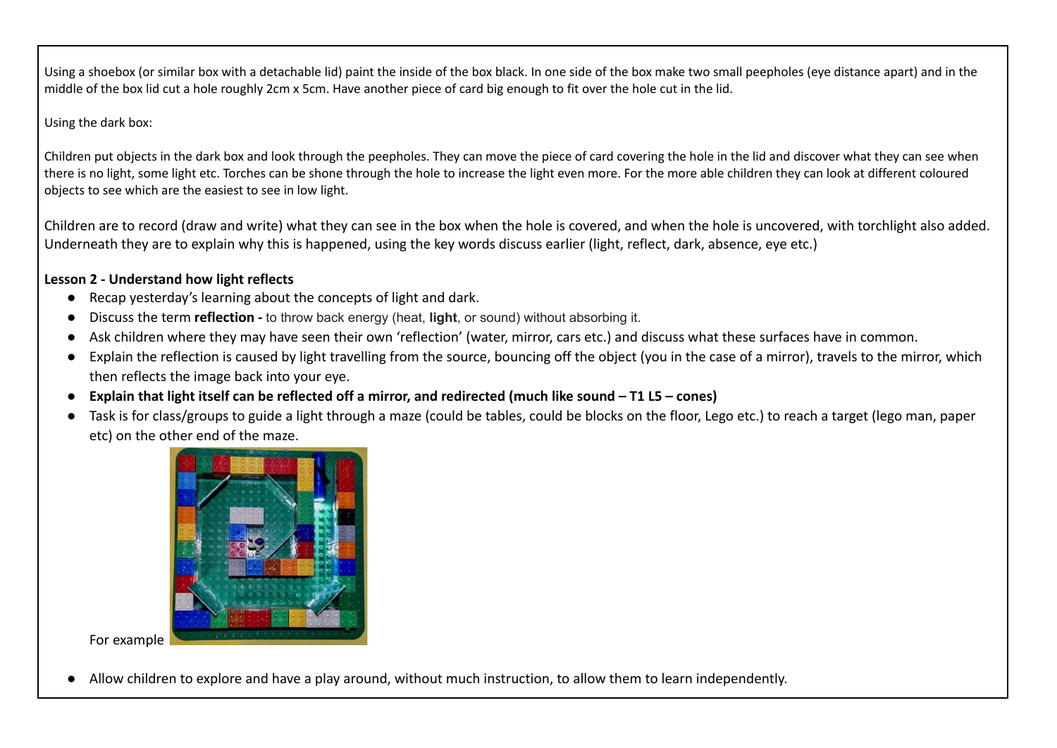Using a shoebox (or similar box with a detachable lid) paint the inside of the box black. In one side of the box make two small peepholes (eye distance apart) and in the middle of the box lid cut a hole roughly 2cm x 5cm. Have another piece of card big enough to fit over the hole cut in the lid.

Using the dark box:

Children put objects in the dark box and look through the peepholes. They can move the piece of card covering the hole in the lid and discover what they can see when there is no light, some light etc. Torches can be shone through the hole to increase the light even more. For the more able children they can look at different coloured objects to see which are the easiest to see in low light.

Children are to record (draw and write) what they can see in the box when the hole is covered, and when the hole is uncovered, with torchlight also added. Underneath they are to explain why this is happened, using the key words discuss earlier (light, reflect, dark, absence, eye etc.)

**Lesson 2 - Understand how light reflects**

- Recap yesterday's learning about the concepts of light and dark.
- Discuss the term **reflection -** to throw back energy (heat, **light**, or sound) without absorbing it.
- Ask children where they may have seen their own 'reflection' (water, mirror, cars etc.) and discuss what these surfaces have in common.
- Explain the reflection is caused by light travelling from the source, bouncing off the object (you in the case of a mirror), travels to the mirror, which then reflects the image back into your eye.
- **Explain that light itself can be reflected off a mirror, and redirected (much like sound – T1 L5 – cones)**
- Task is for class/groups to guide a light through a maze (could be tables, could be blocks on the floor, Lego etc.) to reach a target (lego man, paper etc) on the other end of the maze.

  For example

- Allow children to explore and have a play around, without much instruction, to allow them to learn independently.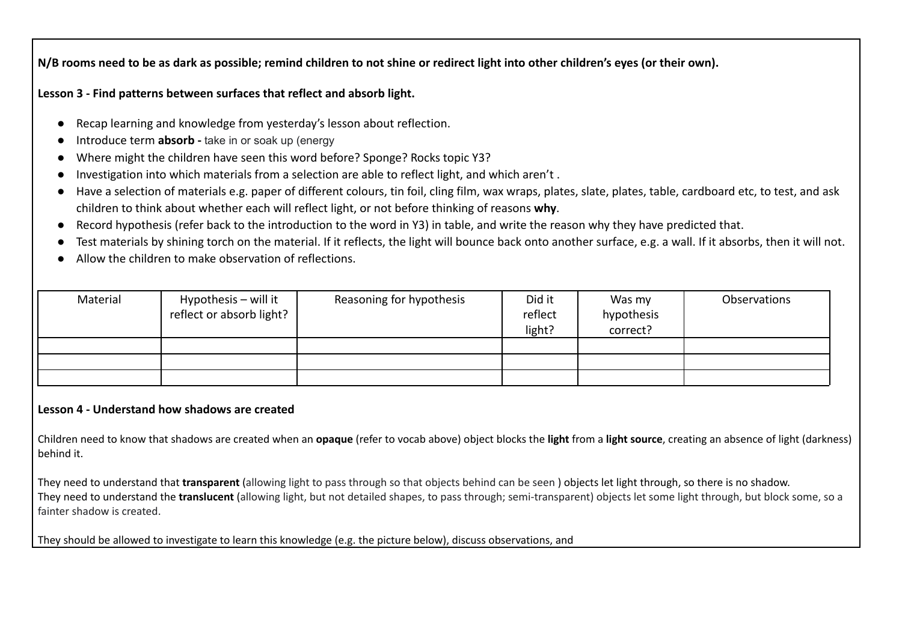**N/B rooms need to be as dark as possible; remind children to not shine or redirect light into other children's eyes (or their own).**

**Lesson 3 - Find patterns between surfaces that reflect and absorb light.**

- Recap learning and knowledge from yesterday's lesson about reflection.
- Introduce term **absorb -** take in or soak up (energy
- Where might the children have seen this word before? Sponge? Rocks topic Y3?
- Investigation into which materials from a selection are able to reflect light, and which aren't .
- Have a selection of materials e.g. paper of different colours, tin foil, cling film, wax wraps, plates, slate, plates, table, cardboard etc, to test, and ask children to think about whether each will reflect light, or not before thinking of reasons **why**.
- Record hypothesis (refer back to the introduction to the word in Y3) in table, and write the reason why they have predicted that.
- Test materials by shining torch on the material. If it reflects, the light will bounce back onto another surface, e.g. a wall. If it absorbs, then it will not.
- Allow the children to make observation of reflections.

| Material | Hypothesis – will it reflect or absorb light? | Reasoning for hypothesis | Did it reflect light? | Was my hypothesis correct? | Observations |
|---|---|---|---|---|---|
| | | | | | |
| | | | | | |
| | | | | | |

**Lesson 4 - Understand how shadows are created**

Children need to know that shadows are created when an **opaque** (refer to vocab above) object blocks the **light** from a **light source**, creating an absence of light (darkness) behind it.

They need to understand that **transparent** (allowing light to pass through so that objects behind can be seen ) objects let light through, so there is no shadow.
They need to understand the **translucent** (allowing light, but not detailed shapes, to pass through; semi-transparent) objects let some light through, but block some, so a fainter shadow is created.

They should be allowed to investigate to learn this knowledge (e.g. the picture below), discuss observations, and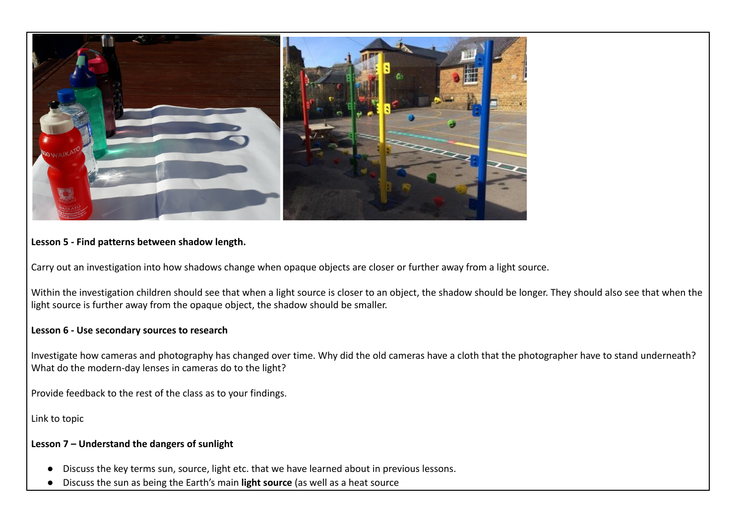**Lesson 5 - Find patterns between shadow length.**

Carry out an investigation into how shadows change when opaque objects are closer or further away from a light source.

Within the investigation children should see that when a light source is closer to an object, the shadow should be longer. They should also see that when the light source is further away from the opaque object, the shadow should be smaller.

**Lesson 6 - Use secondary sources to research**

Investigate how cameras and photography has changed over time. Why did the old cameras have a cloth that the photographer have to stand underneath? What do the modern-day lenses in cameras do to the light?

Provide feedback to the rest of the class as to your findings.

Link to topic

**Lesson 7 – Understand the dangers of sunlight**

- Discuss the key terms sun, source, light etc. that we have learned about in previous lessons.
- Discuss the sun as being the Earth's main **light source** (as well as a heat source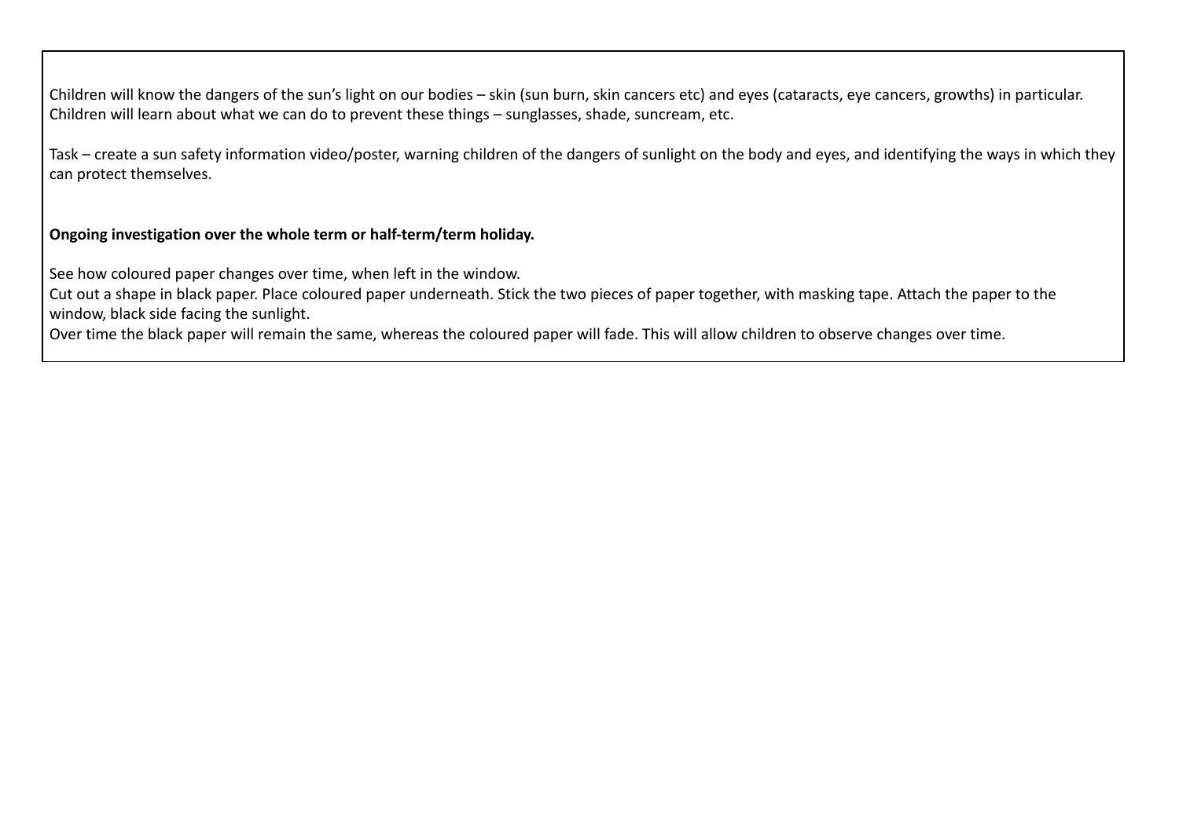Children will know the dangers of the sun's light on our bodies – skin (sun burn, skin cancers etc) and eyes (cataracts, eye cancers, growths) in particular. Children will learn about what we can do to prevent these things – sunglasses, shade, suncream, etc.

Task – create a sun safety information video/poster, warning children of the dangers of sunlight on the body and eyes, and identifying the ways in which they can protect themselves.

**Ongoing investigation over the whole term or half-term/term holiday.**

See how coloured paper changes over time, when left in the window.
Cut out a shape in black paper. Place coloured paper underneath. Stick the two pieces of paper together, with masking tape. Attach the paper to the window, black side facing the sunlight.
Over time the black paper will remain the same, whereas the coloured paper will fade. This will allow children to observe changes over time.